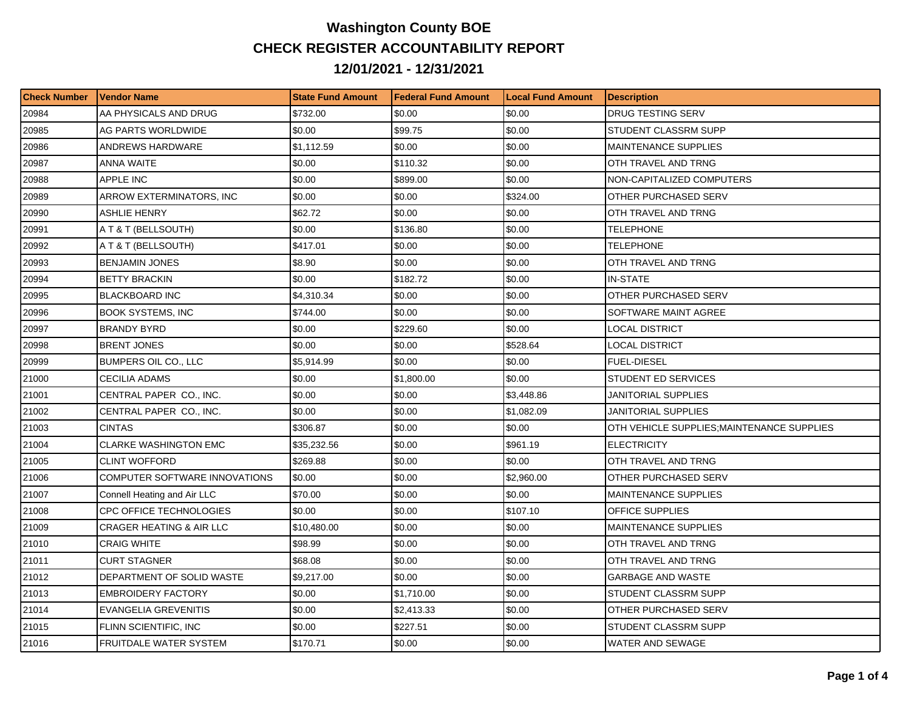# Washington County BOE

## CHECK REGISTER ACCOUNTABILITY REPORT

## 12/01/2021 - 12/31/2021

| Check Number | Vendor Name | State Fund Amount | Federal Fund Amount | Local Fund Amount | Description |
|---|---|---|---|---|---|
| 20984 | AA PHYSICALS AND DRUG | $732.00 | $0.00 | $0.00 | DRUG TESTING SERV |
| 20985 | AG PARTS WORLDWIDE | $0.00 | $99.75 | $0.00 | STUDENT CLASSRM SUPP |
| 20986 | ANDREWS HARDWARE | $1,112.59 | $0.00 | $0.00 | MAINTENANCE SUPPLIES |
| 20987 | ANNA WAITE | $0.00 | $110.32 | $0.00 | OTH TRAVEL AND TRNG |
| 20988 | APPLE INC | $0.00 | $899.00 | $0.00 | NON-CAPITALIZED COMPUTERS |
| 20989 | ARROW EXTERMINATORS, INC | $0.00 | $0.00 | $324.00 | OTHER PURCHASED SERV |
| 20990 | ASHLIE HENRY | $62.72 | $0.00 | $0.00 | OTH TRAVEL AND TRNG |
| 20991 | A T & T (BELLSOUTH) | $0.00 | $136.80 | $0.00 | TELEPHONE |
| 20992 | A T & T (BELLSOUTH) | $417.01 | $0.00 | $0.00 | TELEPHONE |
| 20993 | BENJAMIN JONES | $8.90 | $0.00 | $0.00 | OTH TRAVEL AND TRNG |
| 20994 | BETTY BRACKIN | $0.00 | $182.72 | $0.00 | IN-STATE |
| 20995 | BLACKBOARD INC | $4,310.34 | $0.00 | $0.00 | OTHER PURCHASED SERV |
| 20996 | BOOK SYSTEMS, INC | $744.00 | $0.00 | $0.00 | SOFTWARE MAINT AGREE |
| 20997 | BRANDY BYRD | $0.00 | $229.60 | $0.00 | LOCAL DISTRICT |
| 20998 | BRENT JONES | $0.00 | $0.00 | $528.64 | LOCAL DISTRICT |
| 20999 | BUMPERS OIL CO., LLC | $5,914.99 | $0.00 | $0.00 | FUEL-DIESEL |
| 21000 | CECILIA ADAMS | $0.00 | $1,800.00 | $0.00 | STUDENT ED SERVICES |
| 21001 | CENTRAL PAPER CO., INC. | $0.00 | $0.00 | $3,448.86 | JANITORIAL SUPPLIES |
| 21002 | CENTRAL PAPER CO., INC. | $0.00 | $0.00 | $1,082.09 | JANITORIAL SUPPLIES |
| 21003 | CINTAS | $306.87 | $0.00 | $0.00 | OTH VEHICLE SUPPLIES;MAINTENANCE SUPPLIES |
| 21004 | CLARKE WASHINGTON EMC | $35,232.56 | $0.00 | $961.19 | ELECTRICITY |
| 21005 | CLINT WOFFORD | $269.88 | $0.00 | $0.00 | OTH TRAVEL AND TRNG |
| 21006 | COMPUTER SOFTWARE INNOVATIONS | $0.00 | $0.00 | $2,960.00 | OTHER PURCHASED SERV |
| 21007 | Connell Heating and Air LLC | $70.00 | $0.00 | $0.00 | MAINTENANCE SUPPLIES |
| 21008 | CPC OFFICE TECHNOLOGIES | $0.00 | $0.00 | $107.10 | OFFICE SUPPLIES |
| 21009 | CRAGER HEATING & AIR LLC | $10,480.00 | $0.00 | $0.00 | MAINTENANCE SUPPLIES |
| 21010 | CRAIG WHITE | $98.99 | $0.00 | $0.00 | OTH TRAVEL AND TRNG |
| 21011 | CURT STAGNER | $68.08 | $0.00 | $0.00 | OTH TRAVEL AND TRNG |
| 21012 | DEPARTMENT OF SOLID WASTE | $9,217.00 | $0.00 | $0.00 | GARBAGE AND WASTE |
| 21013 | EMBROIDERY FACTORY | $0.00 | $1,710.00 | $0.00 | STUDENT CLASSRM SUPP |
| 21014 | EVANGELIA GREVENITIS | $0.00 | $2,413.33 | $0.00 | OTHER PURCHASED SERV |
| 21015 | FLINN SCIENTIFIC, INC | $0.00 | $227.51 | $0.00 | STUDENT CLASSRM SUPP |
| 21016 | FRUITDALE WATER SYSTEM | $170.71 | $0.00 | $0.00 | WATER AND SEWAGE |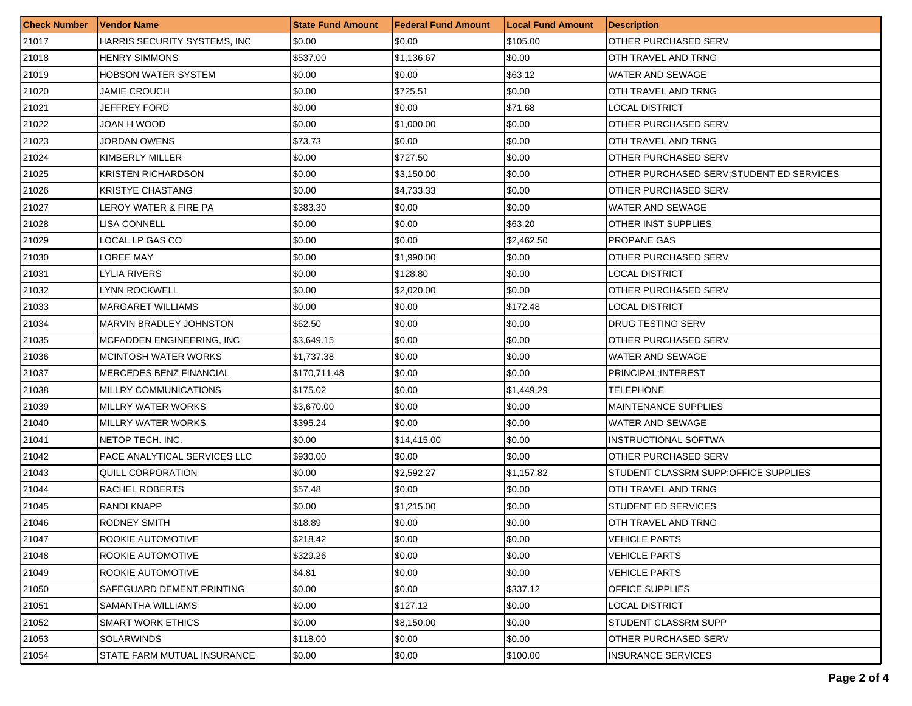| Check Number | Vendor Name | State Fund Amount | Federal Fund Amount | Local Fund Amount | Description |
|---|---|---|---|---|---|
| 21017 | HARRIS SECURITY SYSTEMS, INC | $0.00 | $0.00 | $105.00 | OTHER PURCHASED SERV |
| 21018 | HENRY SIMMONS | $537.00 | $1,136.67 | $0.00 | OTH TRAVEL AND TRNG |
| 21019 | HOBSON WATER SYSTEM | $0.00 | $0.00 | $63.12 | WATER AND SEWAGE |
| 21020 | JAMIE CROUCH | $0.00 | $725.51 | $0.00 | OTH TRAVEL AND TRNG |
| 21021 | JEFFREY FORD | $0.00 | $0.00 | $71.68 | LOCAL DISTRICT |
| 21022 | JOAN H WOOD | $0.00 | $1,000.00 | $0.00 | OTHER PURCHASED SERV |
| 21023 | JORDAN OWENS | $73.73 | $0.00 | $0.00 | OTH TRAVEL AND TRNG |
| 21024 | KIMBERLY MILLER | $0.00 | $727.50 | $0.00 | OTHER PURCHASED SERV |
| 21025 | KRISTEN RICHARDSON | $0.00 | $3,150.00 | $0.00 | OTHER PURCHASED SERV;STUDENT ED SERVICES |
| 21026 | KRISTYE CHASTANG | $0.00 | $4,733.33 | $0.00 | OTHER PURCHASED SERV |
| 21027 | LEROY WATER & FIRE PA | $383.30 | $0.00 | $0.00 | WATER AND SEWAGE |
| 21028 | LISA CONNELL | $0.00 | $0.00 | $63.20 | OTHER INST SUPPLIES |
| 21029 | LOCAL LP GAS CO | $0.00 | $0.00 | $2,462.50 | PROPANE GAS |
| 21030 | LOREE MAY | $0.00 | $1,990.00 | $0.00 | OTHER PURCHASED SERV |
| 21031 | LYLIA RIVERS | $0.00 | $128.80 | $0.00 | LOCAL DISTRICT |
| 21032 | LYNN ROCKWELL | $0.00 | $2,020.00 | $0.00 | OTHER PURCHASED SERV |
| 21033 | MARGARET WILLIAMS | $0.00 | $0.00 | $172.48 | LOCAL DISTRICT |
| 21034 | MARVIN BRADLEY JOHNSTON | $62.50 | $0.00 | $0.00 | DRUG TESTING SERV |
| 21035 | MCFADDEN ENGINEERING, INC | $3,649.15 | $0.00 | $0.00 | OTHER PURCHASED SERV |
| 21036 | MCINTOSH WATER WORKS | $1,737.38 | $0.00 | $0.00 | WATER AND SEWAGE |
| 21037 | MERCEDES BENZ FINANCIAL | $170,711.48 | $0.00 | $0.00 | PRINCIPAL;INTEREST |
| 21038 | MILLRY COMMUNICATIONS | $175.02 | $0.00 | $1,449.29 | TELEPHONE |
| 21039 | MILLRY WATER WORKS | $3,670.00 | $0.00 | $0.00 | MAINTENANCE SUPPLIES |
| 21040 | MILLRY WATER WORKS | $395.24 | $0.00 | $0.00 | WATER AND SEWAGE |
| 21041 | NETOP TECH. INC. | $0.00 | $14,415.00 | $0.00 | INSTRUCTIONAL SOFTWA |
| 21042 | PACE ANALYTICAL SERVICES LLC | $930.00 | $0.00 | $0.00 | OTHER PURCHASED SERV |
| 21043 | QUILL CORPORATION | $0.00 | $2,592.27 | $1,157.82 | STUDENT CLASSRM SUPP;OFFICE SUPPLIES |
| 21044 | RACHEL ROBERTS | $57.48 | $0.00 | $0.00 | OTH TRAVEL AND TRNG |
| 21045 | RANDI KNAPP | $0.00 | $1,215.00 | $0.00 | STUDENT ED SERVICES |
| 21046 | RODNEY SMITH | $18.89 | $0.00 | $0.00 | OTH TRAVEL AND TRNG |
| 21047 | ROOKIE AUTOMOTIVE | $218.42 | $0.00 | $0.00 | VEHICLE PARTS |
| 21048 | ROOKIE AUTOMOTIVE | $329.26 | $0.00 | $0.00 | VEHICLE PARTS |
| 21049 | ROOKIE AUTOMOTIVE | $4.81 | $0.00 | $0.00 | VEHICLE PARTS |
| 21050 | SAFEGUARD DEMENT PRINTING | $0.00 | $0.00 | $337.12 | OFFICE SUPPLIES |
| 21051 | SAMANTHA WILLIAMS | $0.00 | $127.12 | $0.00 | LOCAL DISTRICT |
| 21052 | SMART WORK ETHICS | $0.00 | $8,150.00 | $0.00 | STUDENT CLASSRM SUPP |
| 21053 | SOLARWINDS | $118.00 | $0.00 | $0.00 | OTHER PURCHASED SERV |
| 21054 | STATE FARM MUTUAL INSURANCE | $0.00 | $0.00 | $100.00 | INSURANCE SERVICES |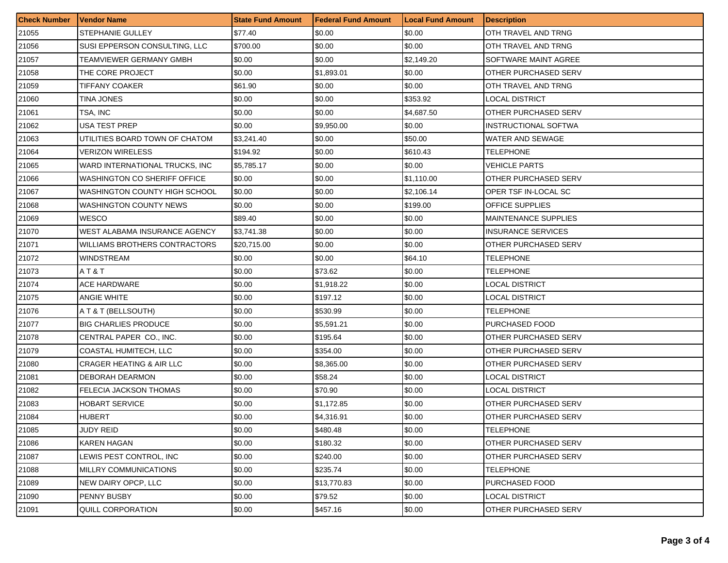| Check Number | Vendor Name | State Fund Amount | Federal Fund Amount | Local Fund Amount | Description |
|---|---|---|---|---|---|
| 21055 | STEPHANIE GULLEY | $77.40 | $0.00 | $0.00 | OTH TRAVEL AND TRNG |
| 21056 | SUSI EPPERSON CONSULTING, LLC | $700.00 | $0.00 | $0.00 | OTH TRAVEL AND TRNG |
| 21057 | TEAMVIEWER GERMANY GMBH | $0.00 | $0.00 | $2,149.20 | SOFTWARE MAINT AGREE |
| 21058 | THE CORE PROJECT | $0.00 | $1,893.01 | $0.00 | OTHER PURCHASED SERV |
| 21059 | TIFFANY COAKER | $61.90 | $0.00 | $0.00 | OTH TRAVEL AND TRNG |
| 21060 | TINA JONES | $0.00 | $0.00 | $353.92 | LOCAL DISTRICT |
| 21061 | TSA, INC | $0.00 | $0.00 | $4,687.50 | OTHER PURCHASED SERV |
| 21062 | USA TEST PREP | $0.00 | $9,950.00 | $0.00 | INSTRUCTIONAL SOFTWA |
| 21063 | UTILITIES BOARD TOWN OF CHATOM | $3,241.40 | $0.00 | $50.00 | WATER AND SEWAGE |
| 21064 | VERIZON WIRELESS | $194.92 | $0.00 | $610.43 | TELEPHONE |
| 21065 | WARD INTERNATIONAL TRUCKS, INC | $5,785.17 | $0.00 | $0.00 | VEHICLE PARTS |
| 21066 | WASHINGTON CO SHERIFF OFFICE | $0.00 | $0.00 | $1,110.00 | OTHER PURCHASED SERV |
| 21067 | WASHINGTON COUNTY HIGH SCHOOL | $0.00 | $0.00 | $2,106.14 | OPER TSF IN-LOCAL SC |
| 21068 | WASHINGTON COUNTY NEWS | $0.00 | $0.00 | $199.00 | OFFICE SUPPLIES |
| 21069 | WESCO | $89.40 | $0.00 | $0.00 | MAINTENANCE SUPPLIES |
| 21070 | WEST ALABAMA INSURANCE AGENCY | $3,741.38 | $0.00 | $0.00 | INSURANCE SERVICES |
| 21071 | WILLIAMS BROTHERS CONTRACTORS | $20,715.00 | $0.00 | $0.00 | OTHER PURCHASED SERV |
| 21072 | WINDSTREAM | $0.00 | $0.00 | $64.10 | TELEPHONE |
| 21073 | A T & T | $0.00 | $73.62 | $0.00 | TELEPHONE |
| 21074 | ACE HARDWARE | $0.00 | $1,918.22 | $0.00 | LOCAL DISTRICT |
| 21075 | ANGIE WHITE | $0.00 | $197.12 | $0.00 | LOCAL DISTRICT |
| 21076 | A T & T (BELLSOUTH) | $0.00 | $530.99 | $0.00 | TELEPHONE |
| 21077 | BIG CHARLIES PRODUCE | $0.00 | $5,591.21 | $0.00 | PURCHASED FOOD |
| 21078 | CENTRAL PAPER CO., INC. | $0.00 | $195.64 | $0.00 | OTHER PURCHASED SERV |
| 21079 | COASTAL HUMITECH, LLC | $0.00 | $354.00 | $0.00 | OTHER PURCHASED SERV |
| 21080 | CRAGER HEATING & AIR LLC | $0.00 | $8,365.00 | $0.00 | OTHER PURCHASED SERV |
| 21081 | DEBORAH DEARMON | $0.00 | $58.24 | $0.00 | LOCAL DISTRICT |
| 21082 | FELECIA JACKSON THOMAS | $0.00 | $70.90 | $0.00 | LOCAL DISTRICT |
| 21083 | HOBART SERVICE | $0.00 | $1,172.85 | $0.00 | OTHER PURCHASED SERV |
| 21084 | HUBERT | $0.00 | $4,316.91 | $0.00 | OTHER PURCHASED SERV |
| 21085 | JUDY REID | $0.00 | $480.48 | $0.00 | TELEPHONE |
| 21086 | KAREN HAGAN | $0.00 | $180.32 | $0.00 | OTHER PURCHASED SERV |
| 21087 | LEWIS PEST CONTROL, INC | $0.00 | $240.00 | $0.00 | OTHER PURCHASED SERV |
| 21088 | MILLRY COMMUNICATIONS | $0.00 | $235.74 | $0.00 | TELEPHONE |
| 21089 | NEW DAIRY OPCP, LLC | $0.00 | $13,770.83 | $0.00 | PURCHASED FOOD |
| 21090 | PENNY BUSBY | $0.00 | $79.52 | $0.00 | LOCAL DISTRICT |
| 21091 | QUILL CORPORATION | $0.00 | $457.16 | $0.00 | OTHER PURCHASED SERV |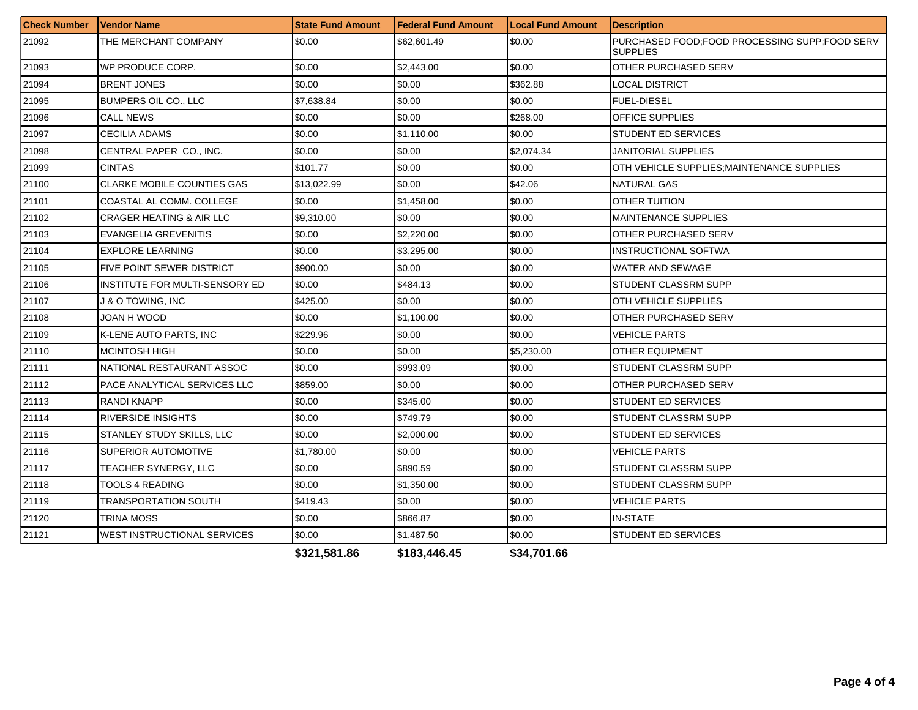| Check Number | Vendor Name | State Fund Amount | Federal Fund Amount | Local Fund Amount | Description |
| --- | --- | --- | --- | --- | --- |
| 21092 | THE MERCHANT COMPANY | $0.00 | $62,601.49 | $0.00 | PURCHASED FOOD;FOOD PROCESSING SUPP;FOOD SERV SUPPLIES |
| 21093 | WP PRODUCE CORP. | $0.00 | $2,443.00 | $0.00 | OTHER PURCHASED SERV |
| 21094 | BRENT JONES | $0.00 | $0.00 | $362.88 | LOCAL DISTRICT |
| 21095 | BUMPERS OIL CO., LLC | $7,638.84 | $0.00 | $0.00 | FUEL-DIESEL |
| 21096 | CALL NEWS | $0.00 | $0.00 | $268.00 | OFFICE SUPPLIES |
| 21097 | CECILIA ADAMS | $0.00 | $1,110.00 | $0.00 | STUDENT ED SERVICES |
| 21098 | CENTRAL PAPER CO., INC. | $0.00 | $0.00 | $2,074.34 | JANITORIAL SUPPLIES |
| 21099 | CINTAS | $101.77 | $0.00 | $0.00 | OTH VEHICLE SUPPLIES;MAINTENANCE SUPPLIES |
| 21100 | CLARKE MOBILE COUNTIES GAS | $13,022.99 | $0.00 | $42.06 | NATURAL GAS |
| 21101 | COASTAL AL COMM. COLLEGE | $0.00 | $1,458.00 | $0.00 | OTHER TUITION |
| 21102 | CRAGER HEATING & AIR LLC | $9,310.00 | $0.00 | $0.00 | MAINTENANCE SUPPLIES |
| 21103 | EVANGELIA GREVENITIS | $0.00 | $2,220.00 | $0.00 | OTHER PURCHASED SERV |
| 21104 | EXPLORE LEARNING | $0.00 | $3,295.00 | $0.00 | INSTRUCTIONAL SOFTWA |
| 21105 | FIVE POINT SEWER DISTRICT | $900.00 | $0.00 | $0.00 | WATER AND SEWAGE |
| 21106 | INSTITUTE FOR MULTI-SENSORY ED | $0.00 | $484.13 | $0.00 | STUDENT CLASSRM SUPP |
| 21107 | J & O TOWING, INC | $425.00 | $0.00 | $0.00 | OTH VEHICLE SUPPLIES |
| 21108 | JOAN H WOOD | $0.00 | $1,100.00 | $0.00 | OTHER PURCHASED SERV |
| 21109 | K-LENE AUTO PARTS, INC | $229.96 | $0.00 | $0.00 | VEHICLE PARTS |
| 21110 | MCINTOSH HIGH | $0.00 | $0.00 | $5,230.00 | OTHER EQUIPMENT |
| 21111 | NATIONAL RESTAURANT ASSOC | $0.00 | $993.09 | $0.00 | STUDENT CLASSRM SUPP |
| 21112 | PACE ANALYTICAL SERVICES LLC | $859.00 | $0.00 | $0.00 | OTHER PURCHASED SERV |
| 21113 | RANDI KNAPP | $0.00 | $345.00 | $0.00 | STUDENT ED SERVICES |
| 21114 | RIVERSIDE INSIGHTS | $0.00 | $749.79 | $0.00 | STUDENT CLASSRM SUPP |
| 21115 | STANLEY STUDY SKILLS, LLC | $0.00 | $2,000.00 | $0.00 | STUDENT ED SERVICES |
| 21116 | SUPERIOR AUTOMOTIVE | $1,780.00 | $0.00 | $0.00 | VEHICLE PARTS |
| 21117 | TEACHER SYNERGY, LLC | $0.00 | $890.59 | $0.00 | STUDENT CLASSRM SUPP |
| 21118 | TOOLS 4 READING | $0.00 | $1,350.00 | $0.00 | STUDENT CLASSRM SUPP |
| 21119 | TRANSPORTATION SOUTH | $419.43 | $0.00 | $0.00 | VEHICLE PARTS |
| 21120 | TRINA MOSS | $0.00 | $866.87 | $0.00 | IN-STATE |
| 21121 | WEST INSTRUCTIONAL SERVICES | $0.00 | $1,487.50 | $0.00 | STUDENT ED SERVICES |
| | | **$321,581.86** | **$183,446.45** | **$34,701.66** | |